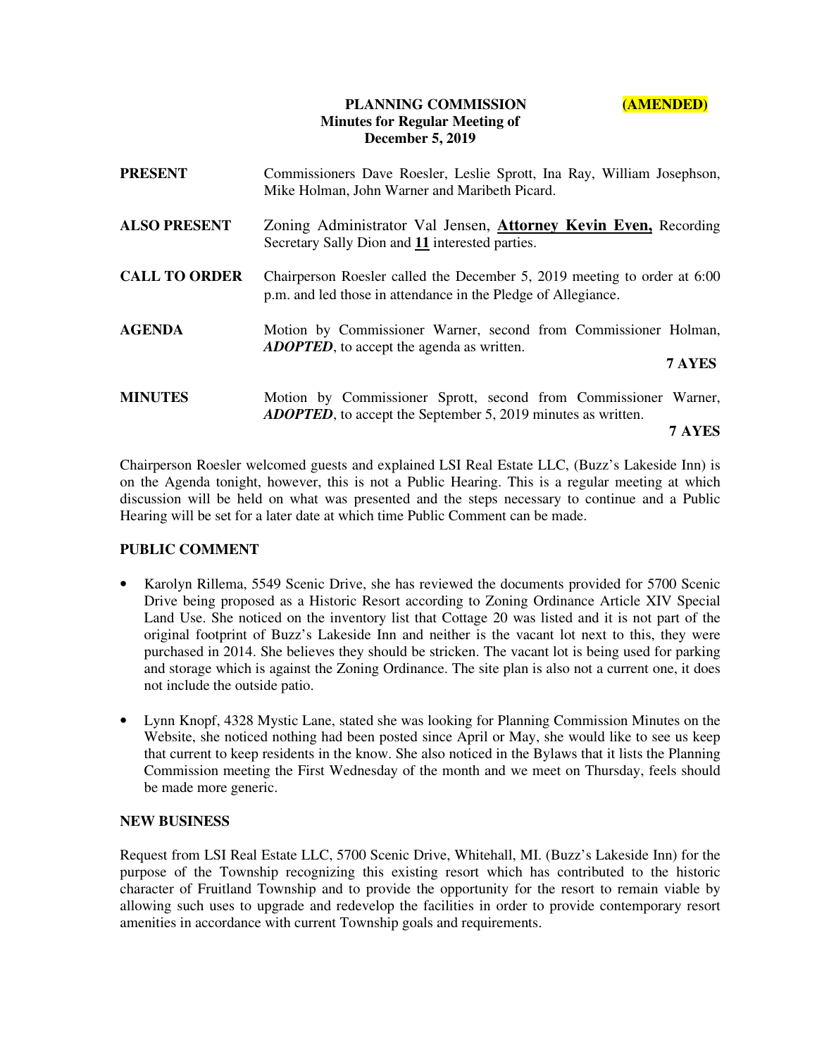**PLANNING COMMISSION** **(AMENDED)**
**Minutes for Regular Meeting of**
**December 5, 2019**

**PRESENT** Commissioners Dave Roesler, Leslie Sprott, Ina Ray, William Josephson, Mike Holman, John Warner and Maribeth Picard.

**ALSO PRESENT** Zoning Administrator Val Jensen, **Attorney Kevin Even,** Recording Secretary Sally Dion and **11** interested parties.

**CALL TO ORDER** Chairperson Roesler called the December 5, 2019 meeting to order at 6:00 p.m. and led those in attendance in the Pledge of Allegiance.

**AGENDA** Motion by Commissioner Warner, second from Commissioner Holman, ***ADOPTED***, to accept the agenda as written.

**7 AYES**

**MINUTES** Motion by Commissioner Sprott, second from Commissioner Warner, ***ADOPTED***, to accept the September 5, 2019 minutes as written.

**7 AYES**

Chairperson Roesler welcomed guests and explained LSI Real Estate LLC, (Buzz's Lakeside Inn) is on the Agenda tonight, however, this is not a Public Hearing. This is a regular meeting at which discussion will be held on what was presented and the steps necessary to continue and a Public Hearing will be set for a later date at which time Public Comment can be made.

**PUBLIC COMMENT**

- Karolyn Rillema, 5549 Scenic Drive, she has reviewed the documents provided for 5700 Scenic Drive being proposed as a Historic Resort according to Zoning Ordinance Article XIV Special Land Use. She noticed on the inventory list that Cottage 20 was listed and it is not part of the original footprint of Buzz's Lakeside Inn and neither is the vacant lot next to this, they were purchased in 2014. She believes they should be stricken. The vacant lot is being used for parking and storage which is against the Zoning Ordinance. The site plan is also not a current one, it does not include the outside patio.

- Lynn Knopf, 4328 Mystic Lane, stated she was looking for Planning Commission Minutes on the Website, she noticed nothing had been posted since April or May, she would like to see us keep that current to keep residents in the know. She also noticed in the Bylaws that it lists the Planning Commission meeting the First Wednesday of the month and we meet on Thursday, feels should be made more generic.

**NEW BUSINESS**

Request from LSI Real Estate LLC, 5700 Scenic Drive, Whitehall, MI. (Buzz's Lakeside Inn) for the purpose of the Township recognizing this existing resort which has contributed to the historic character of Fruitland Township and to provide the opportunity for the resort to remain viable by allowing such uses to upgrade and redevelop the facilities in order to provide contemporary resort amenities in accordance with current Township goals and requirements.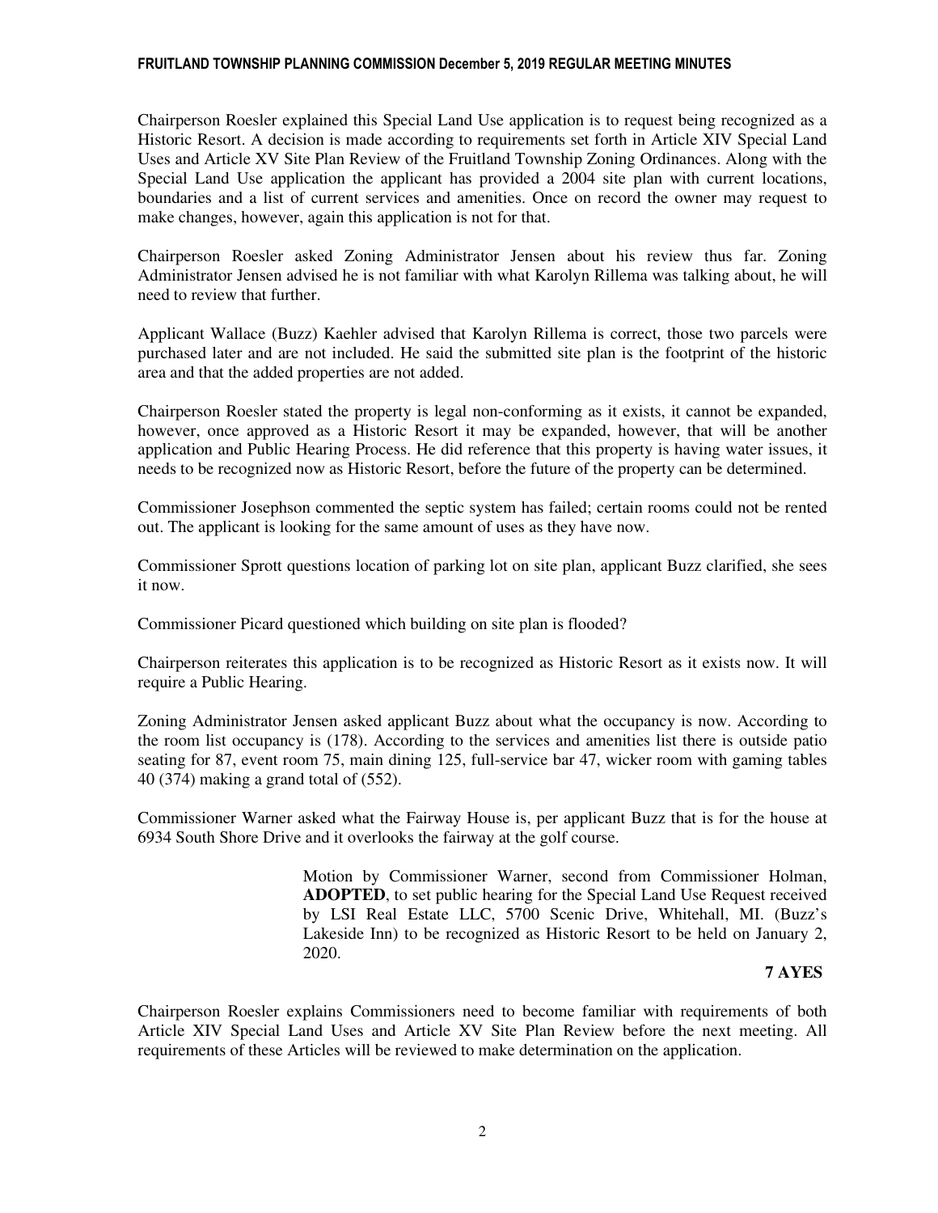Chairperson Roesler explained this Special Land Use application is to request being recognized as a Historic Resort. A decision is made according to requirements set forth in Article XIV Special Land Uses and Article XV Site Plan Review of the Fruitland Township Zoning Ordinances. Along with the Special Land Use application the applicant has provided a 2004 site plan with current locations, boundaries and a list of current services and amenities. Once on record the owner may request to make changes, however, again this application is not for that.

Chairperson Roesler asked Zoning Administrator Jensen about his review thus far. Zoning Administrator Jensen advised he is not familiar with what Karolyn Rillema was talking about, he will need to review that further.

Applicant Wallace (Buzz) Kaehler advised that Karolyn Rillema is correct, those two parcels were purchased later and are not included. He said the submitted site plan is the footprint of the historic area and that the added properties are not added.

Chairperson Roesler stated the property is legal non-conforming as it exists, it cannot be expanded, however, once approved as a Historic Resort it may be expanded, however, that will be another application and Public Hearing Process. He did reference that this property is having water issues, it needs to be recognized now as Historic Resort, before the future of the property can be determined.

Commissioner Josephson commented the septic system has failed; certain rooms could not be rented out. The applicant is looking for the same amount of uses as they have now.

Commissioner Sprott questions location of parking lot on site plan, applicant Buzz clarified, she sees it now.

Commissioner Picard questioned which building on site plan is flooded?

Chairperson reiterates this application is to be recognized as Historic Resort as it exists now. It will require a Public Hearing.

Zoning Administrator Jensen asked applicant Buzz about what the occupancy is now. According to the room list occupancy is (178). According to the services and amenities list there is outside patio seating for 87, event room 75, main dining 125, full-service bar 47, wicker room with gaming tables 40 (374) making a grand total of (552).

Commissioner Warner asked what the Fairway House is, per applicant Buzz that is for the house at 6934 South Shore Drive and it overlooks the fairway at the golf course.

> Motion by Commissioner Warner, second from Commissioner Holman, **ADOPTED**, to set public hearing for the Special Land Use Request received by LSI Real Estate LLC, 5700 Scenic Drive, Whitehall, MI. (Buzz's Lakeside Inn) to be recognized as Historic Resort to be held on January 2, 2020.
>
> **7 AYES**

Chairperson Roesler explains Commissioners need to become familiar with requirements of both Article XIV Special Land Uses and Article XV Site Plan Review before the next meeting. All requirements of these Articles will be reviewed to make determination on the application.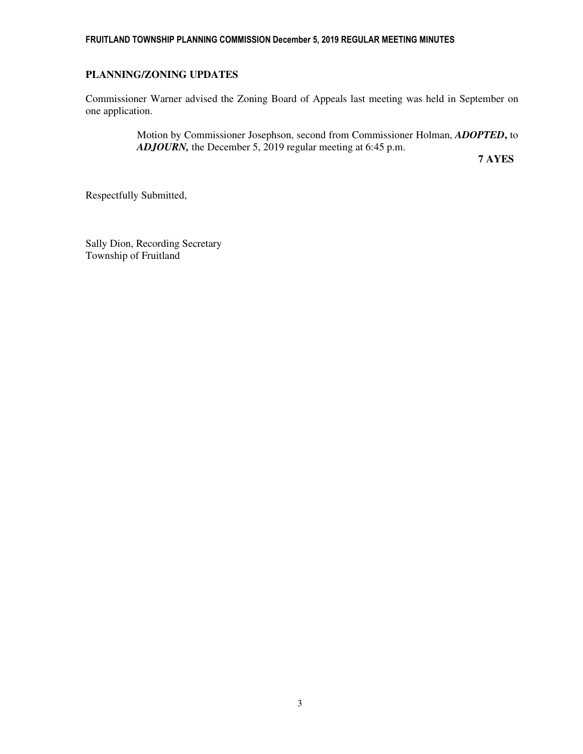## PLANNING/ZONING UPDATES

Commissioner Warner advised the Zoning Board of Appeals last meeting was held in September on one application.

> Motion by Commissioner Josephson, second from Commissioner Holman, ***ADOPTED***, to ***ADJOURN***, the December 5, 2019 regular meeting at 6:45 p.m.
>
> **7 AYES**

Respectfully Submitted,

Sally Dion, Recording Secretary
Township of Fruitland